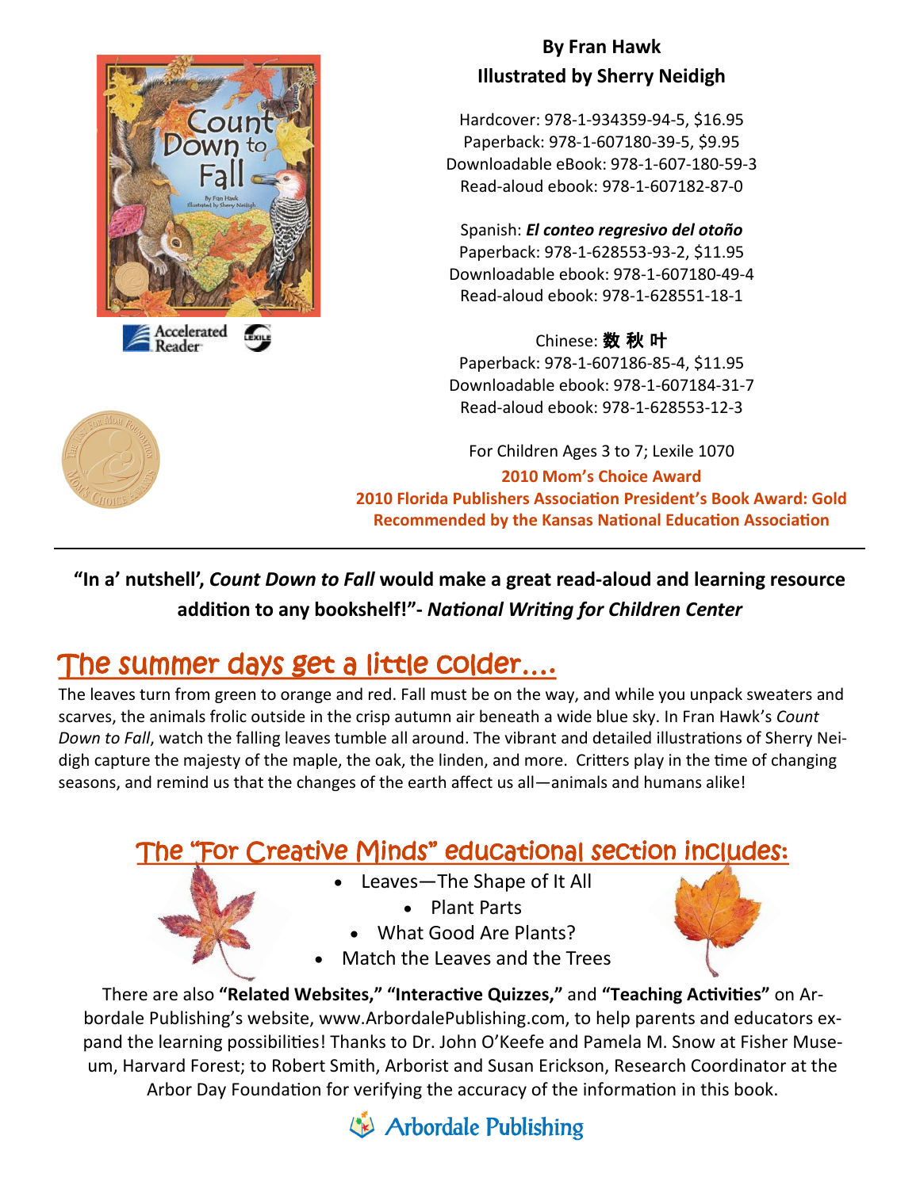**By Fran Hawk**
**Illustrated by Sherry Neidigh**

Hardcover: 978-1-934359-94-5, $16.95
Paperback: 978-1-607180-39-5, $9.95
Downloadable eBook: 978-1-607-180-59-3
Read-aloud ebook: 978-1-607182-87-0

Spanish: ***El conteo regresivo del otoño***
Paperback: 978-1-628553-93-2, $11.95
Downloadable ebook: 978-1-607180-49-4
Read-aloud ebook: 978-1-628551-18-1

Chinese: **数 秋 叶**
Paperback: 978-1-607186-85-4, $11.95
Downloadable ebook: 978-1-607184-31-7
Read-aloud ebook: 978-1-628553-12-3

For Children Ages 3 to 7; Lexile 1070

**2010 Mom's Choice Award**
**2010 Florida Publishers Association President's Book Award: Gold**
**Recommended by the Kansas National Education Association**

---

**"In a' nutshell', *Count Down to Fall* would make a great read-aloud and learning resource addition to any bookshelf!"- *National Writing for Children Center***

## The summer days get a little colder….

The leaves turn from green to orange and red. Fall must be on the way, and while you unpack sweaters and scarves, the animals frolic outside in the crisp autumn air beneath a wide blue sky. In Fran Hawk's *Count Down to Fall*, watch the falling leaves tumble all around. The vibrant and detailed illustrations of Sherry Neidigh capture the majesty of the maple, the oak, the linden, and more. Critters play in the time of changing seasons, and remind us that the changes of the earth affect us all—animals and humans alike!

## The "For Creative Minds" educational section includes:

- Leaves—The Shape of It All
- Plant Parts
- What Good Are Plants?
- Match the Leaves and the Trees

There are also **"Related Websites," "Interactive Quizzes,"** and **"Teaching Activities"** on Arbordale Publishing's website, www.ArbordalePublishing.com, to help parents and educators expand the learning possibilities! Thanks to Dr. John O'Keefe and Pamela M. Snow at Fisher Museum, Harvard Forest; to Robert Smith, Arborist and Susan Erickson, Research Coordinator at the Arbor Day Foundation for verifying the accuracy of the information in this book.

Arbordale Publishing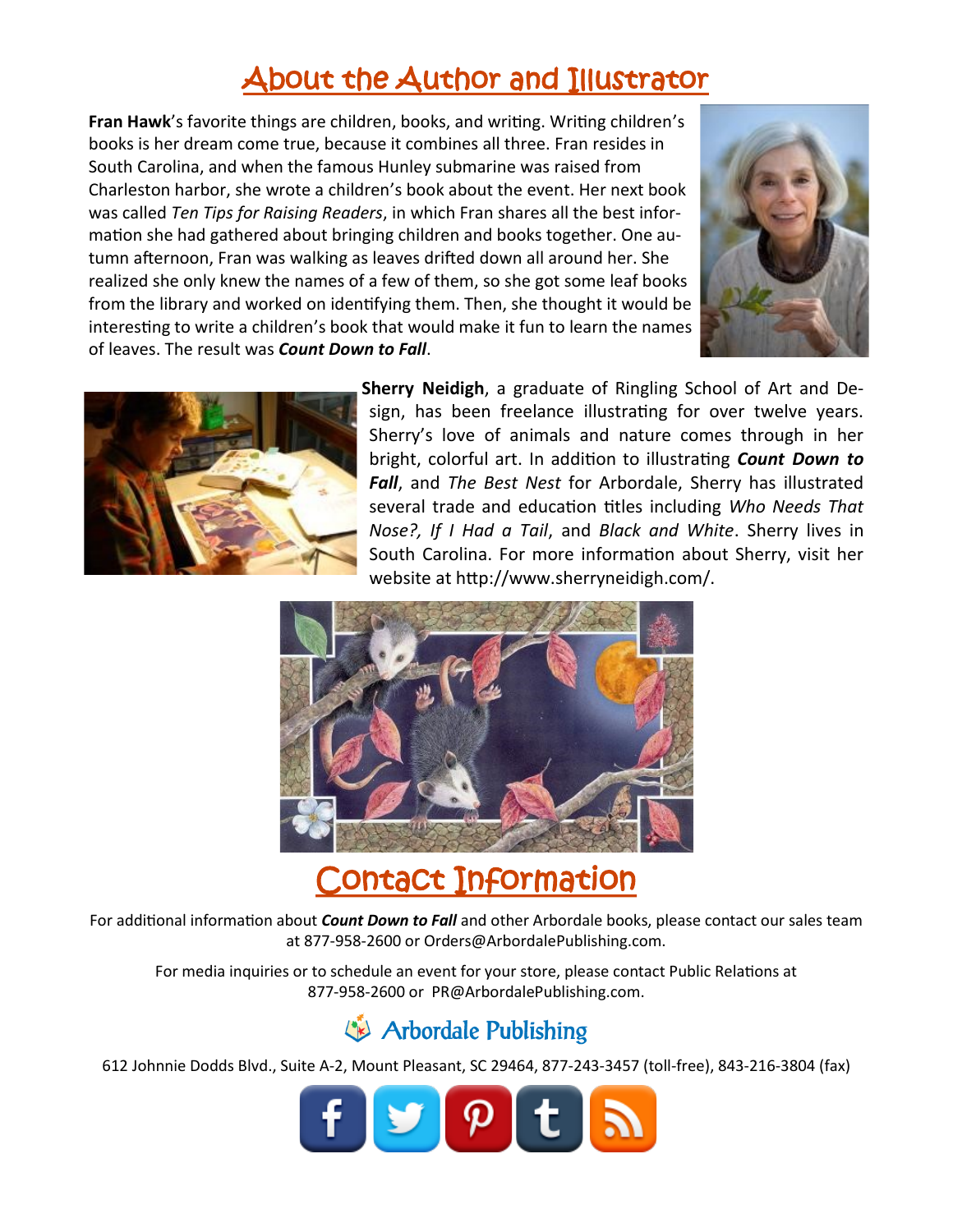# About the Author and Illustrator

**Fran Hawk**'s favorite things are children, books, and writing. Writing children's books is her dream come true, because it combines all three. Fran resides in South Carolina, and when the famous Hunley submarine was raised from Charleston harbor, she wrote a children's book about the event. Her next book was called *Ten Tips for Raising Readers*, in which Fran shares all the best information she had gathered about bringing children and books together. One autumn afternoon, Fran was walking as leaves drifted down all around her. She realized she only knew the names of a few of them, so she got some leaf books from the library and worked on identifying them. Then, she thought it would be interesting to write a children's book that would make it fun to learn the names of leaves. The result was ***Count Down to Fall***.

**Sherry Neidigh**, a graduate of Ringling School of Art and Design, has been freelance illustrating for over twelve years. Sherry's love of animals and nature comes through in her bright, colorful art. In addition to illustrating ***Count Down to Fall***, and *The Best Nest* for Arbordale, Sherry has illustrated several trade and education titles including *Who Needs That Nose?, If I Had a Tail*, and *Black and White*. Sherry lives in South Carolina. For more information about Sherry, visit her website at http://www.sherryneidigh.com/.

# Contact Information

For additional information about ***Count Down to Fall*** and other Arbordale books, please contact our sales team at 877-958-2600 or Orders@ArbordalePublishing.com.

For media inquiries or to schedule an event for your store, please contact Public Relations at 877-958-2600 or PR@ArbordalePublishing.com.

Arbordale Publishing

612 Johnnie Dodds Blvd., Suite A-2, Mount Pleasant, SC 29464, 877-243-3457 (toll-free), 843-216-3804 (fax)